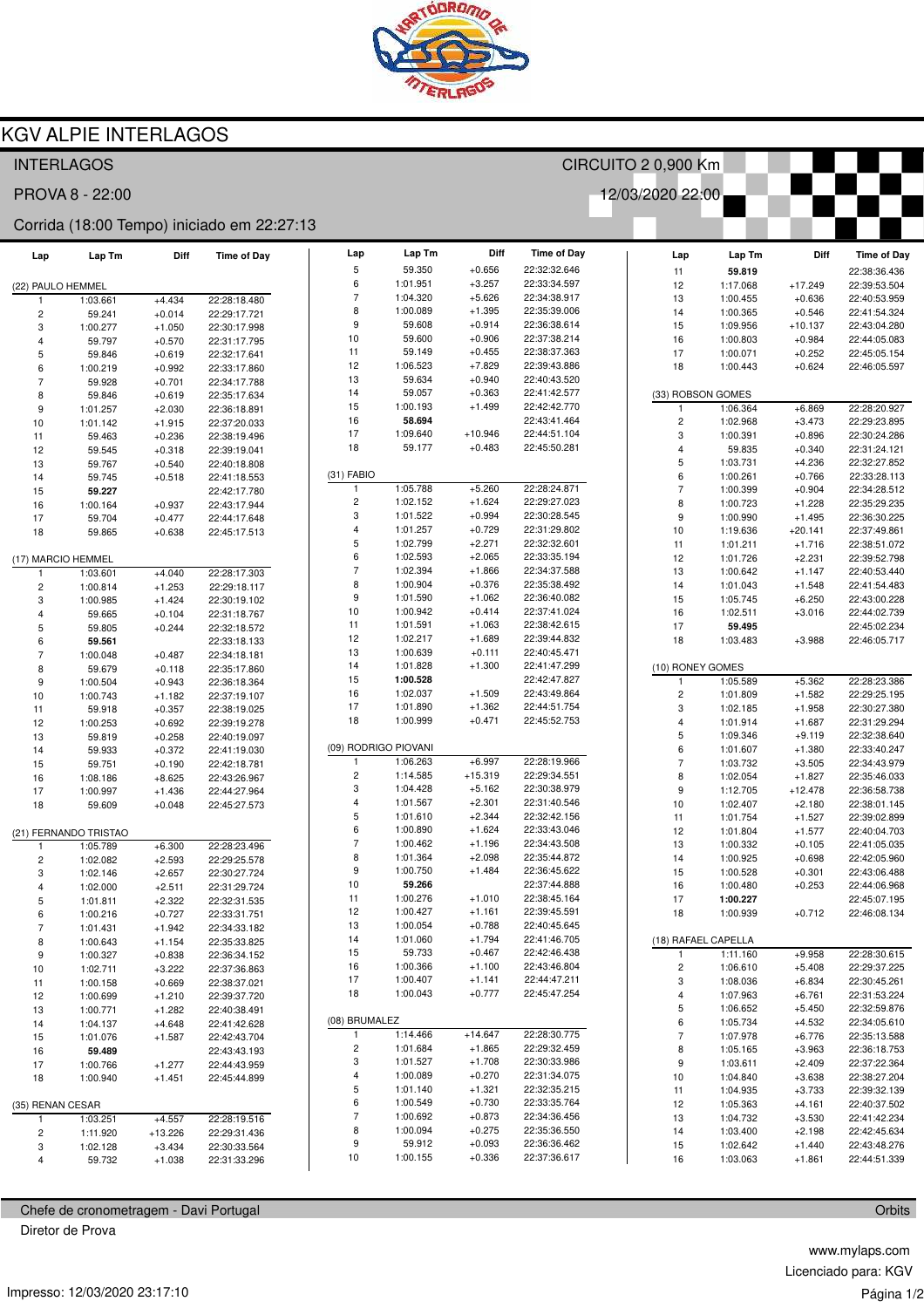# KGV ALPIE INTERLAGOS

INTERLAGOS — CIRCUITO 2 0,900 Km

PROVA 8 - 22:00 — 12/03/2020 22:00

Corrida (18:00 Tempo) iniciado em 22:27:13

### (22) PAULO HEMMEL

| Lap | Lap Tm | Diff | Time of Day |
|---|---|---|---|
| 1 | 1:03.661 | +4.434 | 22:28:18.480 |
| 2 | 59.241 | +0.014 | 22:29:17.721 |
| 3 | 1:00.277 | +1.050 | 22:30:17.998 |
| 4 | 59.797 | +0.570 | 22:31:17.795 |
| 5 | 59.846 | +0.619 | 22:32:17.641 |
| 6 | 1:00.219 | +0.992 | 22:33:17.860 |
| 7 | 59.928 | +0.701 | 22:34:17.788 |
| 8 | 59.846 | +0.619 | 22:35:17.634 |
| 9 | 1:01.257 | +2.030 | 22:36:18.891 |
| 10 | 1:01.142 | +1.915 | 22:37:20.033 |
| 11 | 59.463 | +0.236 | 22:38:19.496 |
| 12 | 59.545 | +0.318 | 22:39:19.041 |
| 13 | 59.767 | +0.540 | 22:40:18.808 |
| 14 | 59.745 | +0.518 | 22:41:18.553 |
| 15 | **59.227** | | 22:42:17.780 |
| 16 | 1:00.164 | +0.937 | 22:43:17.944 |
| 17 | 59.704 | +0.477 | 22:44:17.648 |
| 18 | 59.865 | +0.638 | 22:45:17.513 |

### (17) MARCIO HEMMEL

| Lap | Lap Tm | Diff | Time of Day |
|---|---|---|---|
| 1 | 1:03.601 | +4.040 | 22:28:17.303 |
| 2 | 1:00.814 | +1.253 | 22:29:18.117 |
| 3 | 1:00.985 | +1.424 | 22:30:19.102 |
| 4 | 59.665 | +0.104 | 22:31:18.767 |
| 5 | 59.805 | +0.244 | 22:32:18.572 |
| 6 | **59.561** | | 22:33:18.133 |
| 7 | 1:00.048 | +0.487 | 22:34:18.181 |
| 8 | 59.679 | +0.118 | 22:35:17.860 |
| 9 | 1:00.504 | +0.943 | 22:36:18.364 |
| 10 | 1:00.743 | +1.182 | 22:37:19.107 |
| 11 | 59.918 | +0.357 | 22:38:19.025 |
| 12 | 1:00.253 | +0.692 | 22:39:19.278 |
| 13 | 59.819 | +0.258 | 22:40:19.097 |
| 14 | 59.933 | +0.372 | 22:41:19.030 |
| 15 | 59.751 | +0.190 | 22:42:18.781 |
| 16 | 1:08.186 | +8.625 | 22:43:26.967 |
| 17 | 1:00.997 | +1.436 | 22:44:27.964 |
| 18 | 59.609 | +0.048 | 22:45:27.573 |

### (21) FERNANDO TRISTAO

| Lap | Lap Tm | Diff | Time of Day |
|---|---|---|---|
| 1 | 1:05.789 | +6.300 | 22:28:23.496 |
| 2 | 1:02.082 | +2.593 | 22:29:25.578 |
| 3 | 1:02.146 | +2.657 | 22:30:27.724 |
| 4 | 1:02.000 | +2.511 | 22:31:29.724 |
| 5 | 1:01.811 | +2.322 | 22:32:31.535 |
| 6 | 1:00.216 | +0.727 | 22:33:31.751 |
| 7 | 1:01.431 | +1.942 | 22:34:33.182 |
| 8 | 1:00.643 | +1.154 | 22:35:33.825 |
| 9 | 1:00.327 | +0.838 | 22:36:34.152 |
| 10 | 1:02.711 | +3.222 | 22:37:36.863 |
| 11 | 1:00.158 | +0.669 | 22:38:37.021 |
| 12 | 1:00.699 | +1.210 | 22:39:37.720 |
| 13 | 1:00.771 | +1.282 | 22:40:38.491 |
| 14 | 1:04.137 | +4.648 | 22:41:42.628 |
| 15 | 1:01.076 | +1.587 | 22:42:43.704 |
| 16 | **59.489** | | 22:43:43.193 |
| 17 | 1:00.766 | +1.277 | 22:44:43.959 |
| 18 | 1:00.940 | +1.451 | 22:45:44.899 |

### (35) RENAN CESAR

| Lap | Lap Tm | Diff | Time of Day |
|---|---|---|---|
| 1 | 1:03.251 | +4.557 | 22:28:19.516 |
| 2 | 1:11.920 | +13.226 | 22:29:31.436 |
| 3 | 1:02.128 | +3.434 | 22:30:33.564 |
| 4 | 59.732 | +1.038 | 22:31:33.296 |
| 5 | 59.350 | +0.656 | 22:32:32.646 |
| 6 | 1:01.951 | +3.257 | 22:33:34.597 |
| 7 | 1:04.320 | +5.626 | 22:34:38.917 |
| 8 | 1:00.089 | +1.395 | 22:35:39.006 |
| 9 | 59.608 | +0.914 | 22:36:38.614 |
| 10 | 59.600 | +0.906 | 22:37:38.214 |
| 11 | 59.149 | +0.455 | 22:38:37.363 |
| 12 | 1:06.523 | +7.829 | 22:39:43.886 |
| 13 | 59.634 | +0.940 | 22:40:43.520 |
| 14 | 59.057 | +0.363 | 22:41:42.577 |
| 15 | 1:00.193 | +1.499 | 22:42:42.770 |
| 16 | **58.694** | | 22:43:41.464 |
| 17 | 1:09.640 | +10.946 | 22:44:51.104 |
| 18 | 59.177 | +0.483 | 22:45:50.281 |

### (31) FABIO

| Lap | Lap Tm | Diff | Time of Day |
|---|---|---|---|
| 1 | 1:05.788 | +5.260 | 22:28:24.871 |
| 2 | 1:02.152 | +1.624 | 22:29:27.023 |
| 3 | 1:01.522 | +0.994 | 22:30:28.545 |
| 4 | 1:01.257 | +0.729 | 22:31:29.802 |
| 5 | 1:02.799 | +2.271 | 22:32:32.601 |
| 6 | 1:02.593 | +2.065 | 22:33:35.194 |
| 7 | 1:02.394 | +1.866 | 22:34:37.588 |
| 8 | 1:00.904 | +0.376 | 22:35:38.492 |
| 9 | 1:01.590 | +1.062 | 22:36:40.082 |
| 10 | 1:00.942 | +0.414 | 22:37:41.024 |
| 11 | 1:01.591 | +1.063 | 22:38:42.615 |
| 12 | 1:02.217 | +1.689 | 22:39:44.832 |
| 13 | 1:00.639 | +0.111 | 22:40:45.471 |
| 14 | 1:01.828 | +1.300 | 22:41:47.299 |
| 15 | **1:00.528** | | 22:42:47.827 |
| 16 | 1:02.037 | +1.509 | 22:43:49.864 |
| 17 | 1:01.890 | +1.362 | 22:44:51.754 |
| 18 | 1:00.999 | +0.471 | 22:45:52.753 |

### (09) RODRIGO PIOVANI

| Lap | Lap Tm | Diff | Time of Day |
|---|---|---|---|
| 1 | 1:06.263 | +6.997 | 22:28:19.966 |
| 2 | 1:14.585 | +15.319 | 22:29:34.551 |
| 3 | 1:04.428 | +5.162 | 22:30:38.979 |
| 4 | 1:01.567 | +2.301 | 22:31:40.546 |
| 5 | 1:01.610 | +2.344 | 22:32:42.156 |
| 6 | 1:00.890 | +1.624 | 22:33:43.046 |
| 7 | 1:00.462 | +1.196 | 22:34:43.508 |
| 8 | 1:01.364 | +2.098 | 22:35:44.872 |
| 9 | 1:00.750 | +1.484 | 22:36:45.622 |
| 10 | **59.266** | | 22:37:44.888 |
| 11 | 1:00.276 | +1.010 | 22:38:45.164 |
| 12 | 1:00.427 | +1.161 | 22:39:45.591 |
| 13 | 1:00.054 | +0.788 | 22:40:45.645 |
| 14 | 1:01.060 | +1.794 | 22:41:46.705 |
| 15 | 59.733 | +0.467 | 22:42:46.438 |
| 16 | 1:00.366 | +1.100 | 22:43:46.804 |
| 17 | 1:00.407 | +1.141 | 22:44:47.211 |
| 18 | 1:00.043 | +0.777 | 22:45:47.254 |

### (08) BRUMALEZ

| Lap | Lap Tm | Diff | Time of Day |
|---|---|---|---|
| 1 | 1:14.466 | +14.647 | 22:28:30.775 |
| 2 | 1:01.684 | +1.865 | 22:29:32.459 |
| 3 | 1:01.527 | +1.708 | 22:30:33.986 |
| 4 | 1:00.089 | +0.270 | 22:31:34.075 |
| 5 | 1:01.140 | +1.321 | 22:32:35.215 |
| 6 | 1:00.549 | +0.730 | 22:33:35.764 |
| 7 | 1:00.692 | +0.873 | 22:34:36.456 |
| 8 | 1:00.094 | +0.275 | 22:35:36.550 |
| 9 | 59.912 | +0.093 | 22:36:36.462 |
| 10 | 1:00.155 | +0.336 | 22:37:36.617 |
| 11 | **59.819** | | 22:38:36.436 |
| 12 | 1:17.068 | +17.249 | 22:39:53.504 |
| 13 | 1:00.455 | +0.636 | 22:40:53.959 |
| 14 | 1:00.365 | +0.546 | 22:41:54.324 |
| 15 | 1:09.956 | +10.137 | 22:43:04.280 |
| 16 | 1:00.803 | +0.984 | 22:44:05.083 |
| 17 | 1:00.071 | +0.252 | 22:45:05.154 |
| 18 | 1:00.443 | +0.624 | 22:46:05.597 |

### (33) ROBSON GOMES

| Lap | Lap Tm | Diff | Time of Day |
|---|---|---|---|
| 1 | 1:06.364 | +6.869 | 22:28:20.927 |
| 2 | 1:02.968 | +3.473 | 22:29:23.895 |
| 3 | 1:00.391 | +0.896 | 22:30:24.286 |
| 4 | 59.835 | +0.340 | 22:31:24.121 |
| 5 | 1:03.731 | +4.236 | 22:32:27.852 |
| 6 | 1:00.261 | +0.766 | 22:33:28.113 |
| 7 | 1:00.399 | +0.904 | 22:34:28.512 |
| 8 | 1:00.723 | +1.228 | 22:35:29.235 |
| 9 | 1:00.990 | +1.495 | 22:36:30.225 |
| 10 | 1:19.636 | +20.141 | 22:37:49.861 |
| 11 | 1:01.211 | +1.716 | 22:38:51.072 |
| 12 | 1:01.726 | +2.231 | 22:39:52.798 |
| 13 | 1:00.642 | +1.147 | 22:40:53.440 |
| 14 | 1:01.043 | +1.548 | 22:41:54.483 |
| 15 | 1:05.745 | +6.250 | 22:43:00.228 |
| 16 | 1:02.511 | +3.016 | 22:44:02.739 |
| 17 | **59.495** | | 22:45:02.234 |
| 18 | 1:03.483 | +3.988 | 22:46:05.717 |

### (10) RONEY GOMES

| Lap | Lap Tm | Diff | Time of Day |
|---|---|---|---|
| 1 | 1:05.589 | +5.362 | 22:28:23.386 |
| 2 | 1:01.809 | +1.582 | 22:29:25.195 |
| 3 | 1:02.185 | +1.958 | 22:30:27.380 |
| 4 | 1:01.914 | +1.687 | 22:31:29.294 |
| 5 | 1:09.346 | +9.119 | 22:32:38.640 |
| 6 | 1:01.607 | +1.380 | 22:33:40.247 |
| 7 | 1:03.732 | +3.505 | 22:34:43.979 |
| 8 | 1:02.054 | +1.827 | 22:35:46.033 |
| 9 | 1:12.705 | +12.478 | 22:36:58.738 |
| 10 | 1:02.407 | +2.180 | 22:38:01.145 |
| 11 | 1:01.754 | +1.527 | 22:39:02.899 |
| 12 | 1:01.804 | +1.577 | 22:40:04.703 |
| 13 | 1:00.332 | +0.105 | 22:41:05.035 |
| 14 | 1:00.925 | +0.698 | 22:42:05.960 |
| 15 | 1:00.528 | +0.301 | 22:43:06.488 |
| 16 | 1:00.480 | +0.253 | 22:44:06.968 |
| 17 | **1:00.227** | | 22:45:07.195 |
| 18 | 1:00.939 | +0.712 | 22:46:08.134 |

### (18) RAFAEL CAPELLA

| Lap | Lap Tm | Diff | Time of Day |
|---|---|---|---|
| 1 | 1:11.160 | +9.958 | 22:28:30.615 |
| 2 | 1:06.610 | +5.408 | 22:29:37.225 |
| 3 | 1:08.036 | +6.834 | 22:30:45.261 |
| 4 | 1:07.963 | +6.761 | 22:31:53.224 |
| 5 | 1:06.652 | +5.450 | 22:32:59.876 |
| 6 | 1:05.734 | +4.532 | 22:34:05.610 |
| 7 | 1:07.978 | +6.776 | 22:35:13.588 |
| 8 | 1:05.165 | +3.963 | 22:36:18.753 |
| 9 | 1:03.611 | +2.409 | 22:37:22.364 |
| 10 | 1:04.840 | +3.638 | 22:38:27.204 |
| 11 | 1:04.935 | +3.733 | 22:39:32.139 |
| 12 | 1:05.363 | +4.161 | 22:40:37.502 |
| 13 | 1:04.732 | +3.530 | 22:41:42.234 |
| 14 | 1:03.400 | +2.198 | 22:42:45.634 |
| 15 | 1:02.642 | +1.440 | 22:43:48.276 |
| 16 | 1:03.063 | +1.861 | 22:44:51.339 |

Chefe de cronometragem - Davi Portugal — Orbits

Diretor de Prova

www.mylaps.com

Licenciado para: KGV

Impresso: 12/03/2020 23:17:10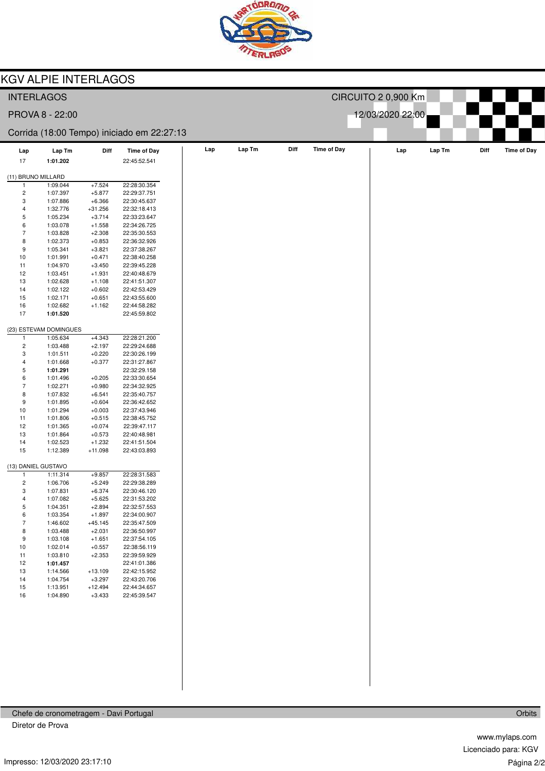## KGV ALPIE INTERLAGOS

INTERLAGOS

PROVA 8 - 22:00

Corrida (18:00 Tempo) iniciado em 22:27:13

CIRCUITO 2 0,900 Km

12/03/2020 22:00

| Lap | Lap Tm | Diff | Time of Day |
|---|---|---|---|
| 17 | **1:01.202** | | 22:45:52.541 |

**(11) BRUNO MILLARD**

| Lap | Lap Tm | Diff | Time of Day |
|---|---|---|---|
| 1 | 1:09.044 | +7.524 | 22:28:30.354 |
| 2 | 1:07.397 | +5.877 | 22:29:37.751 |
| 3 | 1:07.886 | +6.366 | 22:30:45.637 |
| 4 | 1:32.776 | +31.256 | 22:32:18.413 |
| 5 | 1:05.234 | +3.714 | 22:33:23.647 |
| 6 | 1:03.078 | +1.558 | 22:34:26.725 |
| 7 | 1:03.828 | +2.308 | 22:35:30.553 |
| 8 | 1:02.373 | +0.853 | 22:36:32.926 |
| 9 | 1:05.341 | +3.821 | 22:37:38.267 |
| 10 | 1:01.991 | +0.471 | 22:38:40.258 |
| 11 | 1:04.970 | +3.450 | 22:39:45.228 |
| 12 | 1:03.451 | +1.931 | 22:40:48.679 |
| 13 | 1:02.628 | +1.108 | 22:41:51.307 |
| 14 | 1:02.122 | +0.602 | 22:42:53.429 |
| 15 | 1:02.171 | +0.651 | 22:43:55.600 |
| 16 | 1:02.682 | +1.162 | 22:44:58.282 |
| 17 | **1:01.520** | | 22:45:59.802 |

**(23) ESTEVAM DOMINGUES**

| Lap | Lap Tm | Diff | Time of Day |
|---|---|---|---|
| 1 | 1:05.634 | +4.343 | 22:28:21.200 |
| 2 | 1:03.488 | +2.197 | 22:29:24.688 |
| 3 | 1:01.511 | +0.220 | 22:30:26.199 |
| 4 | 1:01.668 | +0.377 | 22:31:27.867 |
| 5 | **1:01.291** | | 22:32:29.158 |
| 6 | 1:01.496 | +0.205 | 22:33:30.654 |
| 7 | 1:02.271 | +0.980 | 22:34:32.925 |
| 8 | 1:07.832 | +6.541 | 22:35:40.757 |
| 9 | 1:01.895 | +0.604 | 22:36:42.652 |
| 10 | 1:01.294 | +0.003 | 22:37:43.946 |
| 11 | 1:01.806 | +0.515 | 22:38:45.752 |
| 12 | 1:01.365 | +0.074 | 22:39:47.117 |
| 13 | 1:01.864 | +0.573 | 22:40:48.981 |
| 14 | 1:02.523 | +1.232 | 22:41:51.504 |
| 15 | 1:12.389 | +11.098 | 22:43:03.893 |

**(13) DANIEL GUSTAVO**

| Lap | Lap Tm | Diff | Time of Day |
|---|---|---|---|
| 1 | 1:11.314 | +9.857 | 22:28:31.583 |
| 2 | 1:06.706 | +5.249 | 22:29:38.289 |
| 3 | 1:07.831 | +6.374 | 22:30:46.120 |
| 4 | 1:07.082 | +5.625 | 22:31:53.202 |
| 5 | 1:04.351 | +2.894 | 22:32:57.553 |
| 6 | 1:03.354 | +1.897 | 22:34:00.907 |
| 7 | 1:46.602 | +45.145 | 22:35:47.509 |
| 8 | 1:03.488 | +2.031 | 22:36:50.997 |
| 9 | 1:03.108 | +1.651 | 22:37:54.105 |
| 10 | 1:02.014 | +0.557 | 22:38:56.119 |
| 11 | 1:03.810 | +2.353 | 22:39:59.929 |
| 12 | **1:01.457** | | 22:41:01.386 |
| 13 | 1:14.566 | +13.109 | 22:42:15.952 |
| 14 | 1:04.754 | +3.297 | 22:43:20.706 |
| 15 | 1:13.951 | +12.494 | 22:44:34.657 |
| 16 | 1:04.890 | +3.433 | 22:45:39.547 |

Chefe de cronometragem - Davi Portugal

Diretor de Prova

Orbits

www.mylaps.com

Licenciado para: KGV

Impresso: 12/03/2020 23:17:10